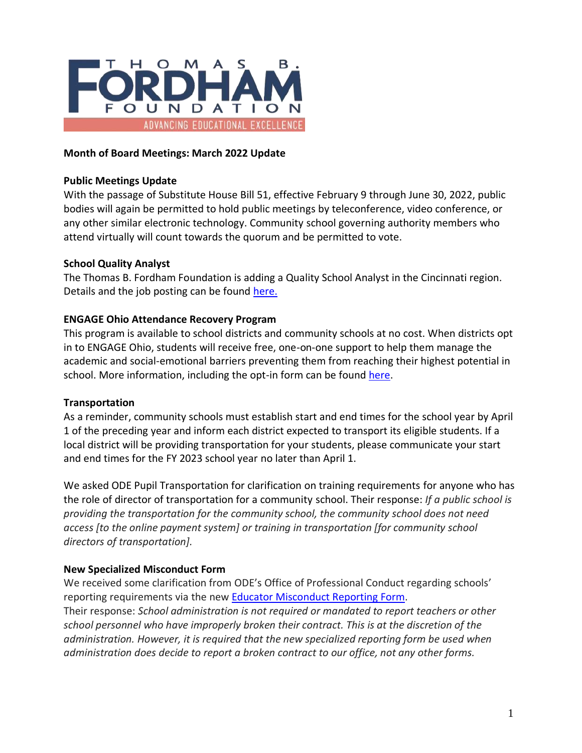THOMAS B. FORDHAM FOUNDATION
ADVANCING EDUCATIONAL EXCELLENCE

# Month of Board Meetings: March 2022 Update

## Public Meetings Update

With the passage of Substitute House Bill 51, effective February 9 through June 30, 2022, public bodies will again be permitted to hold public meetings by teleconference, video conference, or any other similar electronic technology. Community school governing authority members who attend virtually will count towards the quorum and be permitted to vote.

## School Quality Analyst

The Thomas B. Fordham Foundation is adding a Quality School Analyst in the Cincinnati region. Details and the job posting can be found here.

## ENGAGE Ohio Attendance Recovery Program

This program is available to school districts and community schools at no cost. When districts opt in to ENGAGE Ohio, students will receive free, one-on-one support to help them manage the academic and social-emotional barriers preventing them from reaching their highest potential in school. More information, including the opt-in form can be found here.

## Transportation

As a reminder, community schools must establish start and end times for the school year by April 1 of the preceding year and inform each district expected to transport its eligible students. If a local district will be providing transportation for your students, please communicate your start and end times for the FY 2023 school year no later than April 1.

We asked ODE Pupil Transportation for clarification on training requirements for anyone who has the role of director of transportation for a community school. Their response: *If a public school is providing the transportation for the community school, the community school does not need access [to the online payment system] or training in transportation [for community school directors of transportation].*

## New Specialized Misconduct Form

We received some clarification from ODE's Office of Professional Conduct regarding schools' reporting requirements via the new Educator Misconduct Reporting Form.
Their response: *School administration is not required or mandated to report teachers or other school personnel who have improperly broken their contract. This is at the discretion of the administration. However, it is required that the new specialized reporting form be used when administration does decide to report a broken contract to our office, not any other forms.*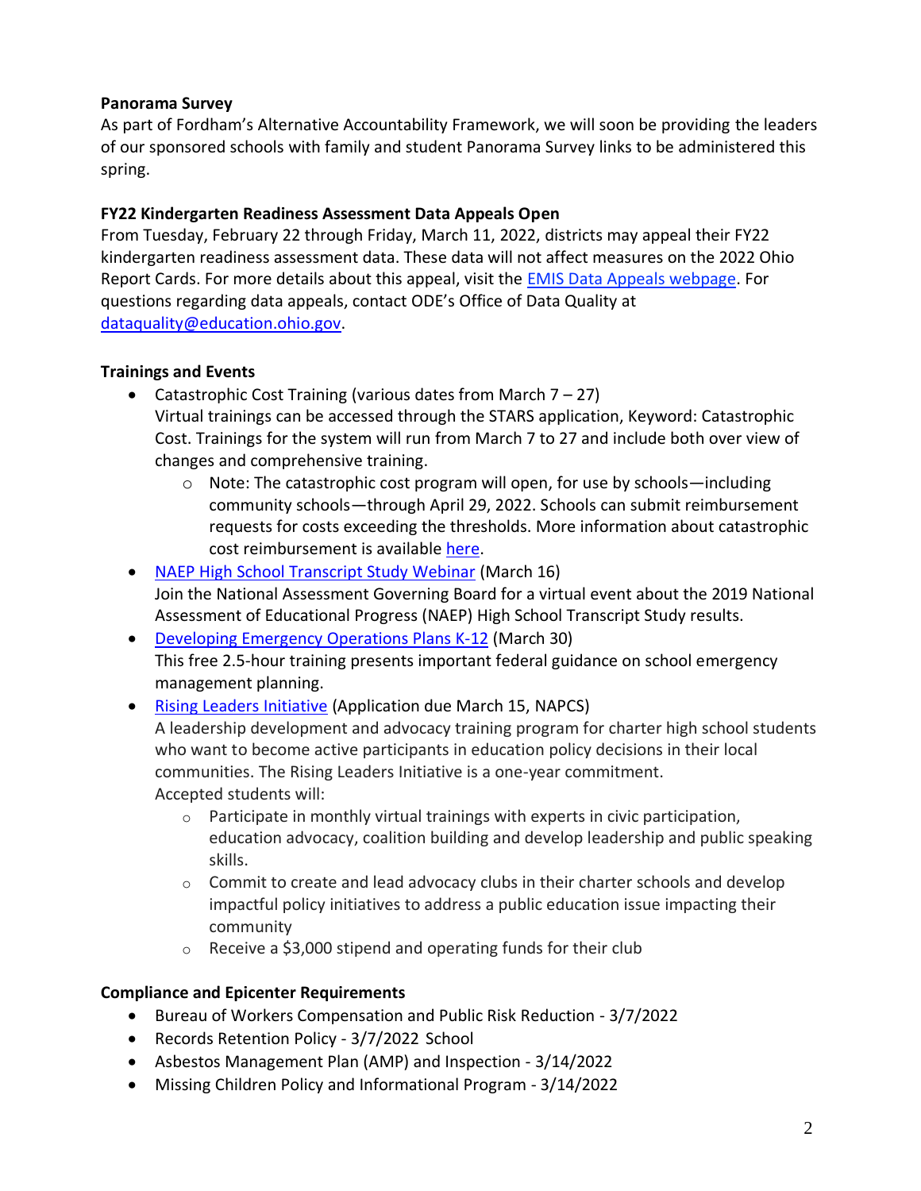**Panorama Survey**

As part of Fordham's Alternative Accountability Framework, we will soon be providing the leaders of our sponsored schools with family and student Panorama Survey links to be administered this spring.

**FY22 Kindergarten Readiness Assessment Data Appeals Open**

From Tuesday, February 22 through Friday, March 11, 2022, districts may appeal their FY22 kindergarten readiness assessment data. These data will not affect measures on the 2022 Ohio Report Cards. For more details about this appeal, visit the EMIS Data Appeals webpage. For questions regarding data appeals, contact ODE's Office of Data Quality at dataquality@education.ohio.gov.

**Trainings and Events**

- Catastrophic Cost Training (various dates from March 7 – 27)
  Virtual trainings can be accessed through the STARS application, Keyword: Catastrophic Cost. Trainings for the system will run from March 7 to 27 and include both over view of changes and comprehensive training.
  - Note: The catastrophic cost program will open, for use by schools—including community schools—through April 29, 2022. Schools can submit reimbursement requests for costs exceeding the thresholds. More information about catastrophic cost reimbursement is available here.
- NAEP High School Transcript Study Webinar (March 16)
  Join the National Assessment Governing Board for a virtual event about the 2019 National Assessment of Educational Progress (NAEP) High School Transcript Study results.
- Developing Emergency Operations Plans K-12 (March 30)
  This free 2.5-hour training presents important federal guidance on school emergency management planning.
- Rising Leaders Initiative (Application due March 15, NAPCS)
  A leadership development and advocacy training program for charter high school students who want to become active participants in education policy decisions in their local communities. The Rising Leaders Initiative is a one-year commitment.
  Accepted students will:
  - Participate in monthly virtual trainings with experts in civic participation, education advocacy, coalition building and develop leadership and public speaking skills.
  - Commit to create and lead advocacy clubs in their charter schools and develop impactful policy initiatives to address a public education issue impacting their community
  - Receive a $3,000 stipend and operating funds for their club

**Compliance and Epicenter Requirements**

- Bureau of Workers Compensation and Public Risk Reduction - 3/7/2022
- Records Retention Policy - 3/7/2022 School
- Asbestos Management Plan (AMP) and Inspection - 3/14/2022
- Missing Children Policy and Informational Program - 3/14/2022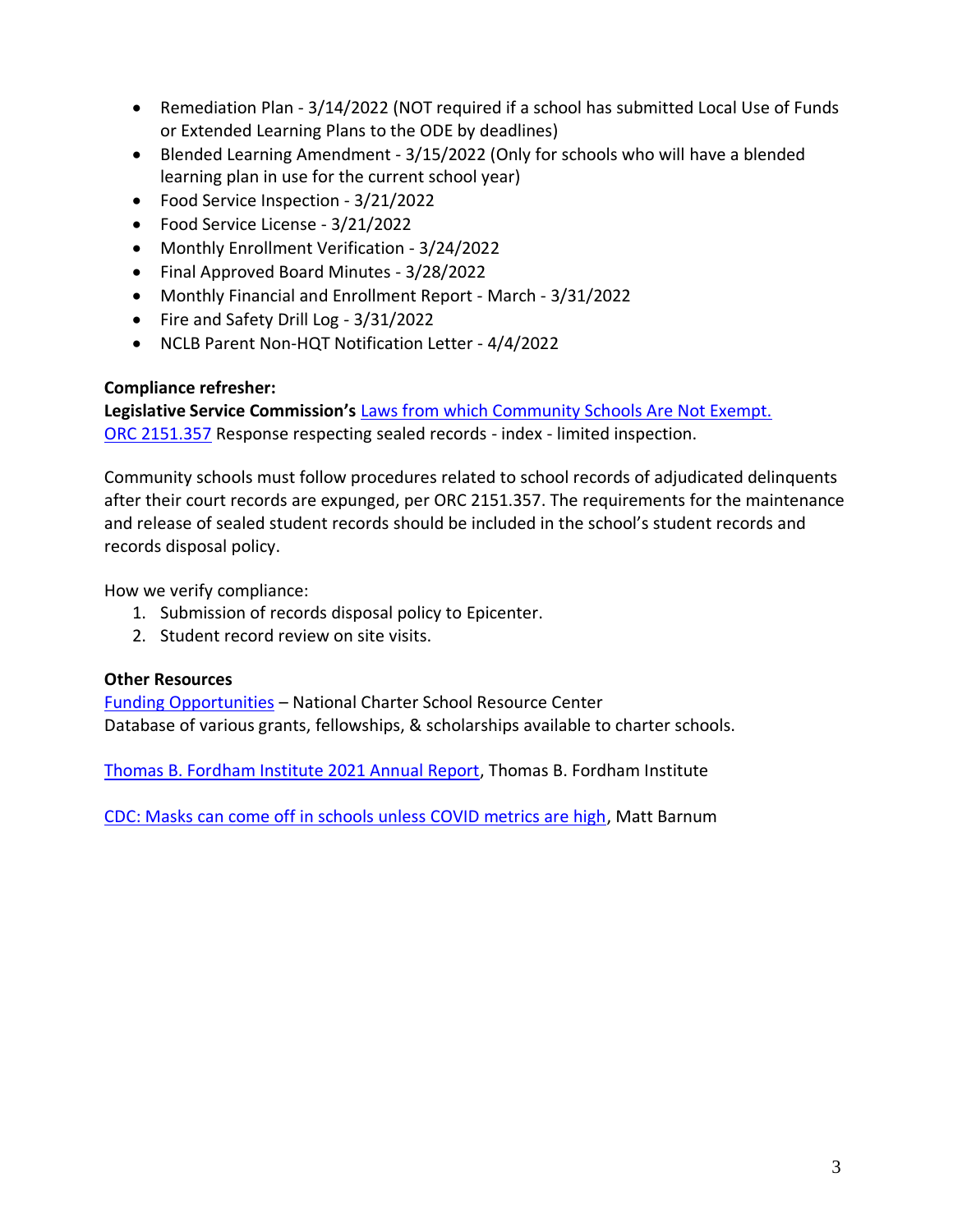- Remediation Plan - 3/14/2022 (NOT required if a school has submitted Local Use of Funds or Extended Learning Plans to the ODE by deadlines)
- Blended Learning Amendment - 3/15/2022 (Only for schools who will have a blended learning plan in use for the current school year)
- Food Service Inspection - 3/21/2022
- Food Service License - 3/21/2022
- Monthly Enrollment Verification - 3/24/2022
- Final Approved Board Minutes - 3/28/2022
- Monthly Financial and Enrollment Report - March - 3/31/2022
- Fire and Safety Drill Log - 3/31/2022
- NCLB Parent Non-HQT Notification Letter - 4/4/2022

**Compliance refresher:**
**Legislative Service Commission's** Laws from which Community Schools Are Not Exempt.
ORC 2151.357 Response respecting sealed records - index - limited inspection.

Community schools must follow procedures related to school records of adjudicated delinquents after their court records are expunged, per ORC 2151.357. The requirements for the maintenance and release of sealed student records should be included in the school's student records and records disposal policy.

How we verify compliance:

1. Submission of records disposal policy to Epicenter.
2. Student record review on site visits.

**Other Resources**
Funding Opportunities – National Charter School Resource Center
Database of various grants, fellowships, & scholarships available to charter schools.

Thomas B. Fordham Institute 2021 Annual Report, Thomas B. Fordham Institute

CDC: Masks can come off in schools unless COVID metrics are high, Matt Barnum